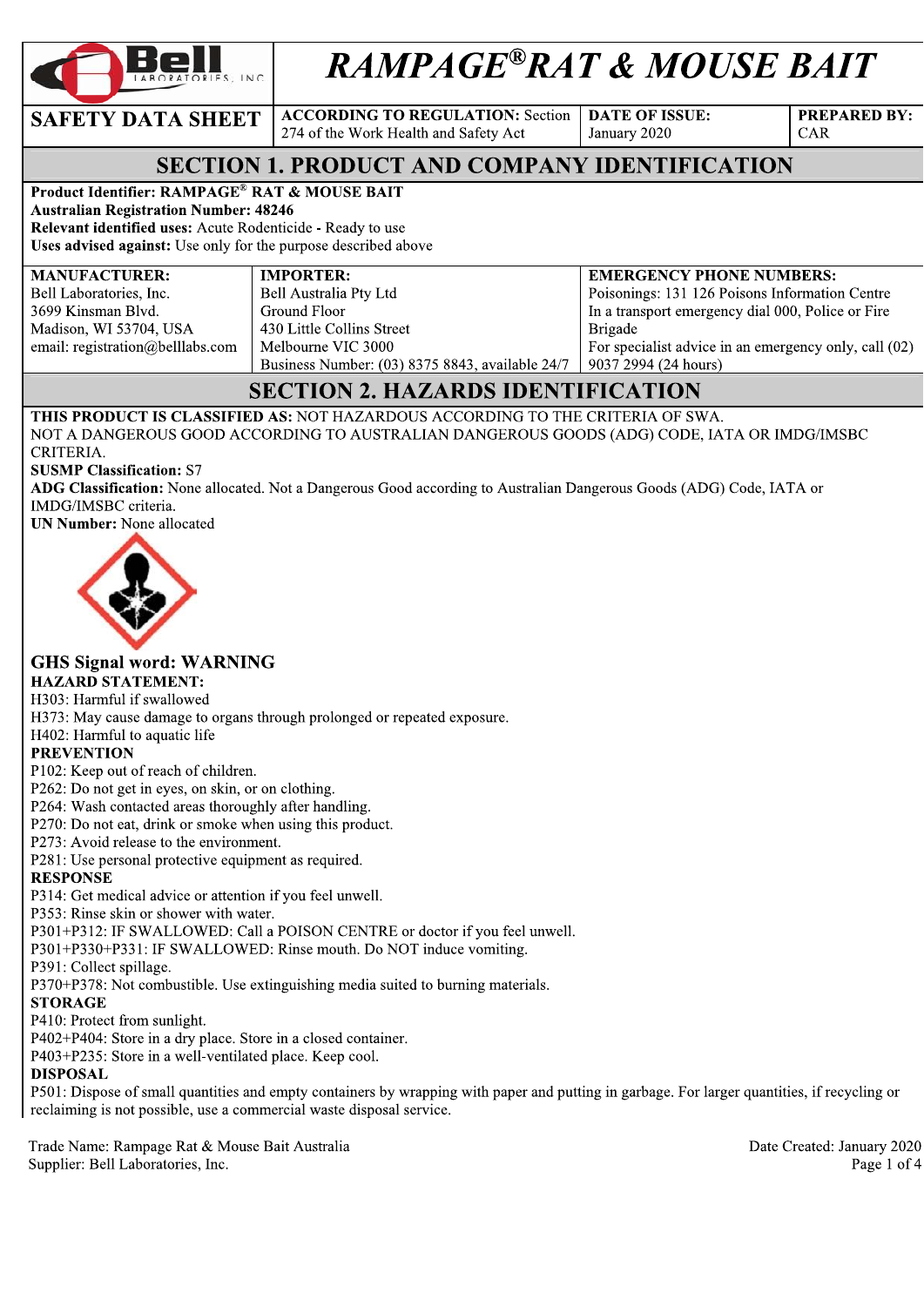# RAMPAGE® RAT & MOUSE BAIT

| SAFETY DATA SHEET | ACCORDING TO REGULATION: Section 274 of the Work Health and Safety Act | DATE OF ISSUE: January 2020 | PREPARED BY: CAR |
|---|---|---|---|

## SECTION 1. PRODUCT AND COMPANY IDENTIFICATION

**Product Identifier: RAMPAGE® RAT & MOUSE BAIT**
**Australian Registration Number: 48246**
**Relevant identified uses:** Acute Rodenticide - Ready to use
**Uses advised against:** Use only for the purpose described above

| MANUFACTURER: | IMPORTER: | EMERGENCY PHONE NUMBERS: |
|---|---|---|
| Bell Laboratories, Inc.<br>3699 Kinsman Blvd.<br>Madison, WI 53704, USA<br>email: registration@belllabs.com | Bell Australia Pty Ltd<br>Ground Floor<br>430 Little Collins Street<br>Melbourne VIC 3000<br>Business Number: (03) 8375 8843, available 24/7 | Poisonings: 131 126 Poisons Information Centre<br>In a transport emergency dial 000, Police or Fire Brigade<br>For specialist advice in an emergency only, call (02) 9037 2994 (24 hours) |

## SECTION 2. HAZARDS IDENTIFICATION

**THIS PRODUCT IS CLASSIFIED AS:** NOT HAZARDOUS ACCORDING TO THE CRITERIA OF SWA.
NOT A DANGEROUS GOOD ACCORDING TO AUSTRALIAN DANGEROUS GOODS (ADG) CODE, IATA OR IMDG/IMSBC CRITERIA.
**SUSMP Classification:** S7
**ADG Classification:** None allocated. Not a Dangerous Good according to Australian Dangerous Goods (ADG) Code, IATA or IMDG/IMSBC criteria.
**UN Number:** None allocated

### GHS Signal word: WARNING

**HAZARD STATEMENT:**
H303: Harmful if swallowed
H373: May cause damage to organs through prolonged or repeated exposure.
H402: Harmful to aquatic life

**PREVENTION**
P102: Keep out of reach of children.
P262: Do not get in eyes, on skin, or on clothing.
P264: Wash contacted areas thoroughly after handling.
P270: Do not eat, drink or smoke when using this product.
P273: Avoid release to the environment.
P281: Use personal protective equipment as required.

**RESPONSE**
P314: Get medical advice or attention if you feel unwell.
P353: Rinse skin or shower with water.
P301+P312: IF SWALLOWED: Call a POISON CENTRE or doctor if you feel unwell.
P301+P330+P331: IF SWALLOWED: Rinse mouth. Do NOT induce vomiting.
P391: Collect spillage.
P370+P378: Not combustible. Use extinguishing media suited to burning materials.

**STORAGE**
P410: Protect from sunlight.
P402+P404: Store in a dry place. Store in a closed container.
P403+P235: Store in a well-ventilated place. Keep cool.

**DISPOSAL**
P501: Dispose of small quantities and empty containers by wrapping with paper and putting in garbage. For larger quantities, if recycling or reclaiming is not possible, use a commercial waste disposal service.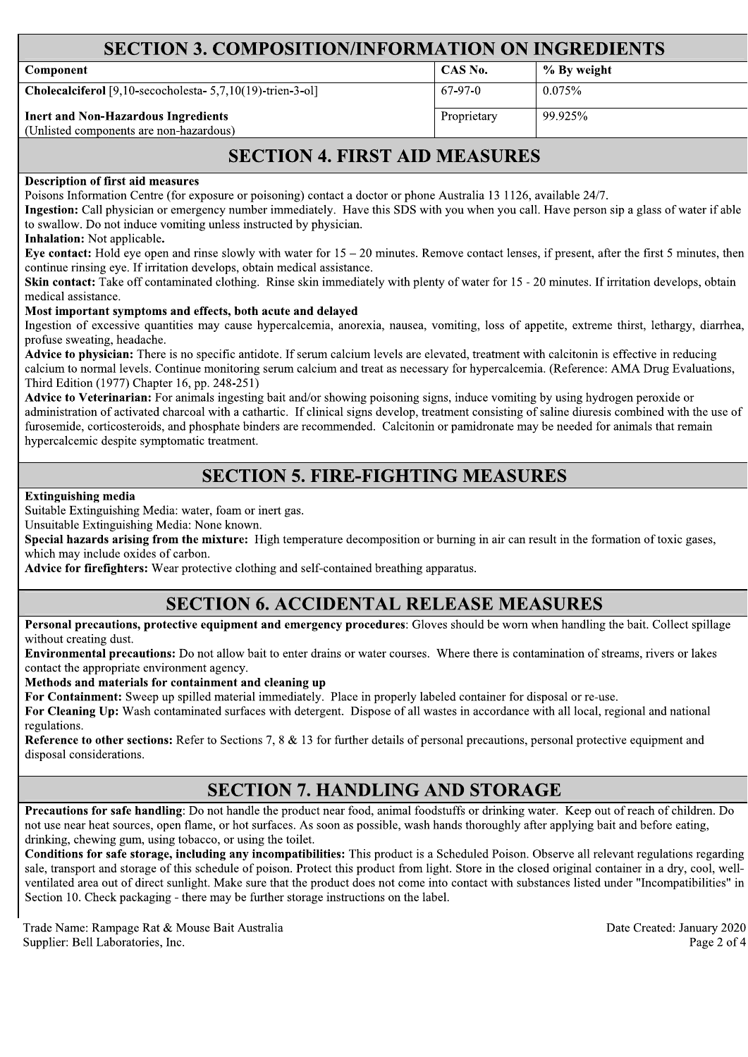## SECTION 3. COMPOSITION/INFORMATION ON INGREDIENTS

| Component | CAS No. | % By weight |
|---|---|---|
| **Cholecalciferol** [9,10-secocholesta- 5,7,10(19)-trien-3-ol] | 67-97-0 | 0.075% |
| **Inert and Non-Hazardous Ingredients** (Unlisted components are non-hazardous) | Proprietary | 99.925% |

## SECTION 4. FIRST AID MEASURES

**Description of first aid measures**

Poisons Information Centre (for exposure or poisoning) contact a doctor or phone Australia 13 1126, available 24/7.

**Ingestion:** Call physician or emergency number immediately. Have this SDS with you when you call. Have person sip a glass of water if able to swallow. Do not induce vomiting unless instructed by physician.

**Inhalation:** Not applicable.

**Eye contact:** Hold eye open and rinse slowly with water for 15 – 20 minutes. Remove contact lenses, if present, after the first 5 minutes, then continue rinsing eye. If irritation develops, obtain medical assistance.

**Skin contact:** Take off contaminated clothing. Rinse skin immediately with plenty of water for 15 - 20 minutes. If irritation develops, obtain medical assistance.

**Most important symptoms and effects, both acute and delayed**

Ingestion of excessive quantities may cause hypercalcemia, anorexia, nausea, vomiting, loss of appetite, extreme thirst, lethargy, diarrhea, profuse sweating, headache.

**Advice to physician:** There is no specific antidote. If serum calcium levels are elevated, treatment with calcitonin is effective in reducing calcium to normal levels. Continue monitoring serum calcium and treat as necessary for hypercalcemia. (Reference: AMA Drug Evaluations, Third Edition (1977) Chapter 16, pp. 248-251)

**Advice to Veterinarian:** For animals ingesting bait and/or showing poisoning signs, induce vomiting by using hydrogen peroxide or administration of activated charcoal with a cathartic. If clinical signs develop, treatment consisting of saline diuresis combined with the use of furosemide, corticosteroids, and phosphate binders are recommended. Calcitonin or pamidronate may be needed for animals that remain hypercalcemic despite symptomatic treatment.

## SECTION 5. FIRE-FIGHTING MEASURES

**Extinguishing media**

Suitable Extinguishing Media: water, foam or inert gas.

Unsuitable Extinguishing Media: None known.

**Special hazards arising from the mixture:** High temperature decomposition or burning in air can result in the formation of toxic gases, which may include oxides of carbon.

**Advice for firefighters:** Wear protective clothing and self-contained breathing apparatus.

## SECTION 6. ACCIDENTAL RELEASE MEASURES

**Personal precautions, protective equipment and emergency procedures**: Gloves should be worn when handling the bait. Collect spillage without creating dust.

**Environmental precautions:** Do not allow bait to enter drains or water courses. Where there is contamination of streams, rivers or lakes contact the appropriate environment agency.

**Methods and materials for containment and cleaning up**

**For Containment:** Sweep up spilled material immediately. Place in properly labeled container for disposal or re-use.

**For Cleaning Up:** Wash contaminated surfaces with detergent. Dispose of all wastes in accordance with all local, regional and national regulations.

**Reference to other sections:** Refer to Sections 7, 8 & 13 for further details of personal precautions, personal protective equipment and disposal considerations.

## SECTION 7. HANDLING AND STORAGE

**Precautions for safe handling**: Do not handle the product near food, animal foodstuffs or drinking water. Keep out of reach of children. Do not use near heat sources, open flame, or hot surfaces. As soon as possible, wash hands thoroughly after applying bait and before eating, drinking, chewing gum, using tobacco, or using the toilet.

**Conditions for safe storage, including any incompatibilities:** This product is a Scheduled Poison. Observe all relevant regulations regarding sale, transport and storage of this schedule of poison. Protect this product from light. Store in the closed original container in a dry, cool, well-ventilated area out of direct sunlight. Make sure that the product does not come into contact with substances listed under "Incompatibilities" in Section 10. Check packaging - there may be further storage instructions on the label.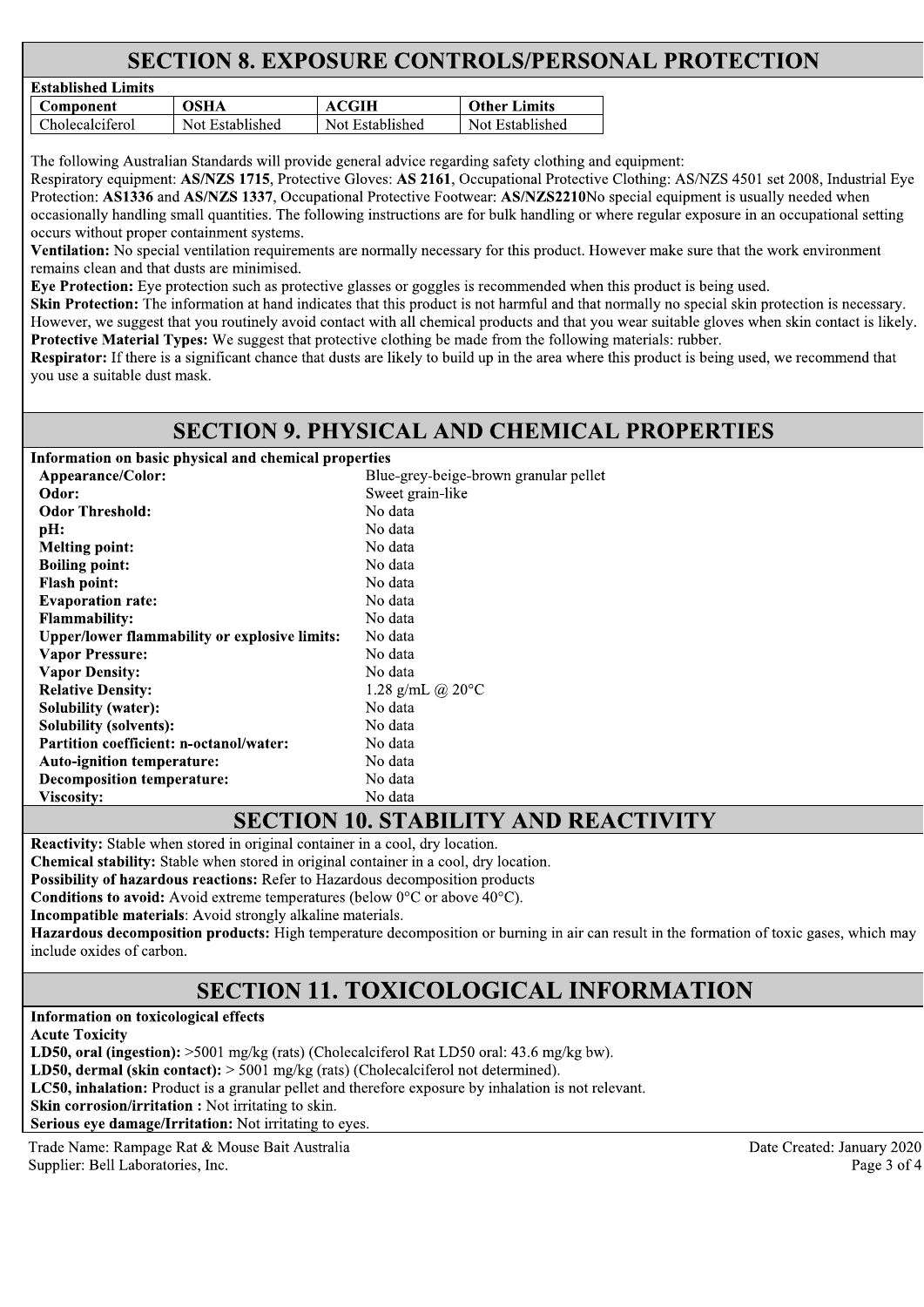## SECTION 8. EXPOSURE CONTROLS/PERSONAL PROTECTION

**Established Limits**

| Component | OSHA | ACGIH | Other Limits |
|---|---|---|---|
| Cholecalciferol | Not Established | Not Established | Not Established |

The following Australian Standards will provide general advice regarding safety clothing and equipment:
Respiratory equipment: **AS/NZS 1715**, Protective Gloves: **AS 2161**, Occupational Protective Clothing: AS/NZS 4501 set 2008, Industrial Eye Protection: **AS1336** and **AS/NZS 1337**, Occupational Protective Footwear: **AS/NZS2210**No special equipment is usually needed when occasionally handling small quantities. The following instructions are for bulk handling or where regular exposure in an occupational setting occurs without proper containment systems.

**Ventilation:** No special ventilation requirements are normally necessary for this product. However make sure that the work environment remains clean and that dusts are minimised.

**Eye Protection:** Eye protection such as protective glasses or goggles is recommended when this product is being used.

**Skin Protection:** The information at hand indicates that this product is not harmful and that normally no special skin protection is necessary. However, we suggest that you routinely avoid contact with all chemical products and that you wear suitable gloves when skin contact is likely.

**Protective Material Types:** We suggest that protective clothing be made from the following materials: rubber.

**Respirator:** If there is a significant chance that dusts are likely to build up in the area where this product is being used, we recommend that you use a suitable dust mask.

## SECTION 9. PHYSICAL AND CHEMICAL PROPERTIES

**Information on basic physical and chemical properties**

| | |
|---|---|
| **Appearance/Color:** | Blue-grey-beige-brown granular pellet |
| **Odor:** | Sweet grain-like |
| **Odor Threshold:** | No data |
| **pH:** | No data |
| **Melting point:** | No data |
| **Boiling point:** | No data |
| **Flash point:** | No data |
| **Evaporation rate:** | No data |
| **Flammability:** | No data |
| **Upper/lower flammability or explosive limits:** | No data |
| **Vapor Pressure:** | No data |
| **Vapor Density:** | No data |
| **Relative Density:** | 1.28 g/mL @ 20°C |
| **Solubility (water):** | No data |
| **Solubility (solvents):** | No data |
| **Partition coefficient: n-octanol/water:** | No data |
| **Auto-ignition temperature:** | No data |
| **Decomposition temperature:** | No data |
| **Viscosity:** | No data |

## SECTION 10. STABILITY AND REACTIVITY

**Reactivity:** Stable when stored in original container in a cool, dry location.

**Chemical stability:** Stable when stored in original container in a cool, dry location.

**Possibility of hazardous reactions:** Refer to Hazardous decomposition products

**Conditions to avoid:** Avoid extreme temperatures (below 0°C or above 40°C).

**Incompatible materials**: Avoid strongly alkaline materials.

**Hazardous decomposition products:** High temperature decomposition or burning in air can result in the formation of toxic gases, which may include oxides of carbon.

## SECTION 11. TOXICOLOGICAL INFORMATION

**Information on toxicological effects**

**Acute Toxicity**

**LD50, oral (ingestion):** >5001 mg/kg (rats) (Cholecalciferol Rat LD50 oral: 43.6 mg/kg bw).

**LD50, dermal (skin contact):** > 5001 mg/kg (rats) (Cholecalciferol not determined).

**LC50, inhalation:** Product is a granular pellet and therefore exposure by inhalation is not relevant.

**Skin corrosion/irritation :** Not irritating to skin.

**Serious eye damage/Irritation:** Not irritating to eyes.

Trade Name: Rampage Rat & Mouse Bait Australia
Supplier: Bell Laboratories, Inc.
Date Created: January 2020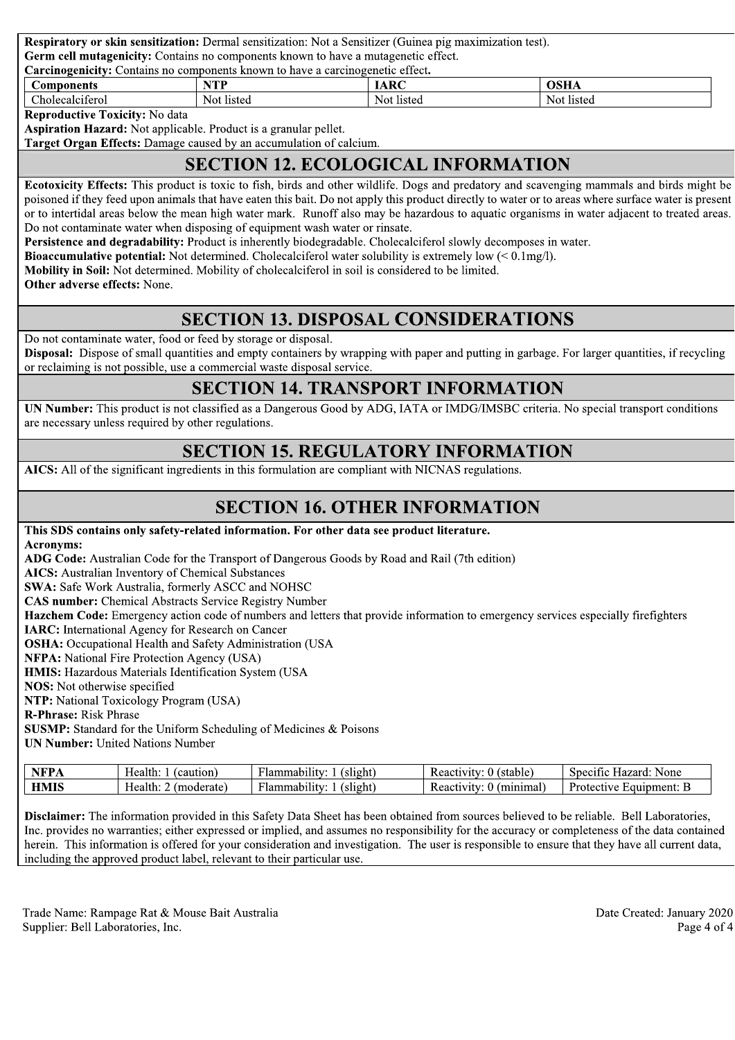**Respiratory or skin sensitization:** Dermal sensitization: Not a Sensitizer (Guinea pig maximization test).

**Germ cell mutagenicity:** Contains no components known to have a mutagenetic effect.

**Carcinogenicity:** Contains no components known to have a carcinogenetic effect.

| Components | NTP | IARC | OSHA |
|---|---|---|---|
| Cholecalciferol | Not listed | Not listed | Not listed |

**Reproductive Toxicity:** No data

**Aspiration Hazard:** Not applicable. Product is a granular pellet.

**Target Organ Effects:** Damage caused by an accumulation of calcium.

## SECTION 12. ECOLOGICAL INFORMATION

**Ecotoxicity Effects:** This product is toxic to fish, birds and other wildlife. Dogs and predatory and scavenging mammals and birds might be poisoned if they feed upon animals that have eaten this bait. Do not apply this product directly to water or to areas where surface water is present or to intertidal areas below the mean high water mark. Runoff also may be hazardous to aquatic organisms in water adjacent to treated areas. Do not contaminate water when disposing of equipment wash water or rinsate.

**Persistence and degradability:** Product is inherently biodegradable. Cholecalciferol slowly decomposes in water.

**Bioaccumulative potential:** Not determined. Cholecalciferol water solubility is extremely low (< 0.1mg/l).

**Mobility in Soil:** Not determined. Mobility of cholecalciferol in soil is considered to be limited.

**Other adverse effects:** None.

## SECTION 13. DISPOSAL CONSIDERATIONS

Do not contaminate water, food or feed by storage or disposal.

**Disposal:** Dispose of small quantities and empty containers by wrapping with paper and putting in garbage. For larger quantities, if recycling or reclaiming is not possible, use a commercial waste disposal service.

## SECTION 14. TRANSPORT INFORMATION

**UN Number:** This product is not classified as a Dangerous Good by ADG, IATA or IMDG/IMSBC criteria. No special transport conditions are necessary unless required by other regulations.

## SECTION 15. REGULATORY INFORMATION

**AICS:** All of the significant ingredients in this formulation are compliant with NICNAS regulations.

## SECTION 16. OTHER INFORMATION

**This SDS contains only safety-related information. For other data see product literature.**

**Acronyms:**

**ADG Code:** Australian Code for the Transport of Dangerous Goods by Road and Rail (7th edition)

**AICS:** Australian Inventory of Chemical Substances

**SWA:** Safe Work Australia, formerly ASCC and NOHSC

**CAS number:** Chemical Abstracts Service Registry Number

**Hazchem Code:** Emergency action code of numbers and letters that provide information to emergency services especially firefighters

**IARC:** International Agency for Research on Cancer

**OSHA:** Occupational Health and Safety Administration (USA

**NFPA:** National Fire Protection Agency (USA)

**HMIS:** Hazardous Materials Identification System (USA

**NOS:** Not otherwise specified

**NTP:** National Toxicology Program (USA)

**R-Phrase:** Risk Phrase

**SUSMP:** Standard for the Uniform Scheduling of Medicines & Poisons

**UN Number:** United Nations Number

| | | | | |
|---|---|---|---|---|
| **NFPA** | Health: 1 (caution) | Flammability: 1 (slight) | Reactivity: 0 (stable) | Specific Hazard: None |
| **HMIS** | Health: 2 (moderate) | Flammability: 1 (slight) | Reactivity: 0 (minimal) | Protective Equipment: B |

**Disclaimer:** The information provided in this Safety Data Sheet has been obtained from sources believed to be reliable. Bell Laboratories, Inc. provides no warranties; either expressed or implied, and assumes no responsibility for the accuracy or completeness of the data contained herein. This information is offered for your consideration and investigation. The user is responsible to ensure that they have all current data, including the approved product label, relevant to their particular use.